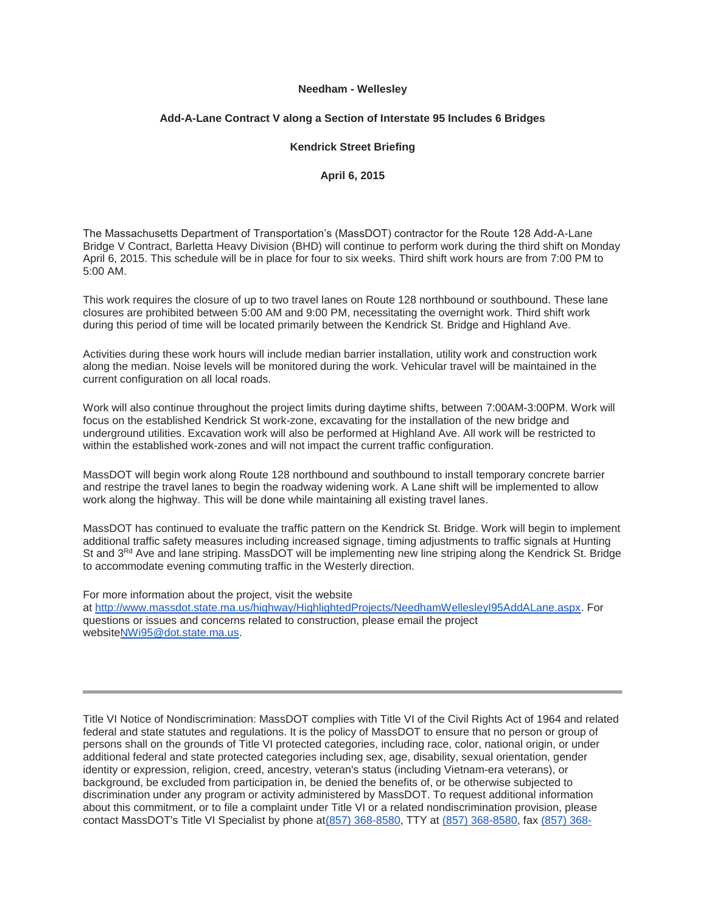**Needham - Wellesley**

**Add-A-Lane Contract V along a Section of Interstate 95 Includes 6 Bridges**

**Kendrick Street Briefing**

**April 6, 2015**

The Massachusetts Department of Transportation's (MassDOT) contractor for the Route 128 Add-A-Lane Bridge V Contract, Barletta Heavy Division (BHD) will continue to perform work during the third shift on Monday April 6, 2015. This schedule will be in place for four to six weeks. Third shift work hours are from 7:00 PM to 5:00 AM.

This work requires the closure of up to two travel lanes on Route 128 northbound or southbound. These lane closures are prohibited between 5:00 AM and 9:00 PM, necessitating the overnight work. Third shift work during this period of time will be located primarily between the Kendrick St. Bridge and Highland Ave.

Activities during these work hours will include median barrier installation, utility work and construction work along the median. Noise levels will be monitored during the work. Vehicular travel will be maintained in the current configuration on all local roads.

Work will also continue throughout the project limits during daytime shifts, between 7:00AM-3:00PM. Work will focus on the established Kendrick St work-zone, excavating for the installation of the new bridge and underground utilities. Excavation work will also be performed at Highland Ave. All work will be restricted to within the established work-zones and will not impact the current traffic configuration.

MassDOT will begin work along Route 128 northbound and southbound to install temporary concrete barrier and restripe the travel lanes to begin the roadway widening work. A Lane shift will be implemented to allow work along the highway. This will be done while maintaining all existing travel lanes.

MassDOT has continued to evaluate the traffic pattern on the Kendrick St. Bridge. Work will begin to implement additional traffic safety measures including increased signage, timing adjustments to traffic signals at Hunting St and 3[Rd] Ave and lane striping. MassDOT will be implementing new line striping along the Kendrick St. Bridge to accommodate evening commuting traffic in the Westerly direction.

For more information about the project, visit the website at http://www.massdot.state.ma.us/highway/HighlightedProjects/NeedhamWellesleyI95AddALane.aspx. For questions or issues and concerns related to construction, please email the project websiteNWi95@dot.state.ma.us.

---

Title VI Notice of Nondiscrimination: MassDOT complies with Title VI of the Civil Rights Act of 1964 and related federal and state statutes and regulations. It is the policy of MassDOT to ensure that no person or group of persons shall on the grounds of Title VI protected categories, including race, color, national origin, or under additional federal and state protected categories including sex, age, disability, sexual orientation, gender identity or expression, religion, creed, ancestry, veteran's status (including Vietnam-era veterans), or background, be excluded from participation in, be denied the benefits of, or be otherwise subjected to discrimination under any program or activity administered by MassDOT. To request additional information about this commitment, or to file a complaint under Title VI or a related nondiscrimination provision, please contact MassDOT's Title VI Specialist by phone at(857) 368-8580, TTY at (857) 368-8580, fax (857) 368-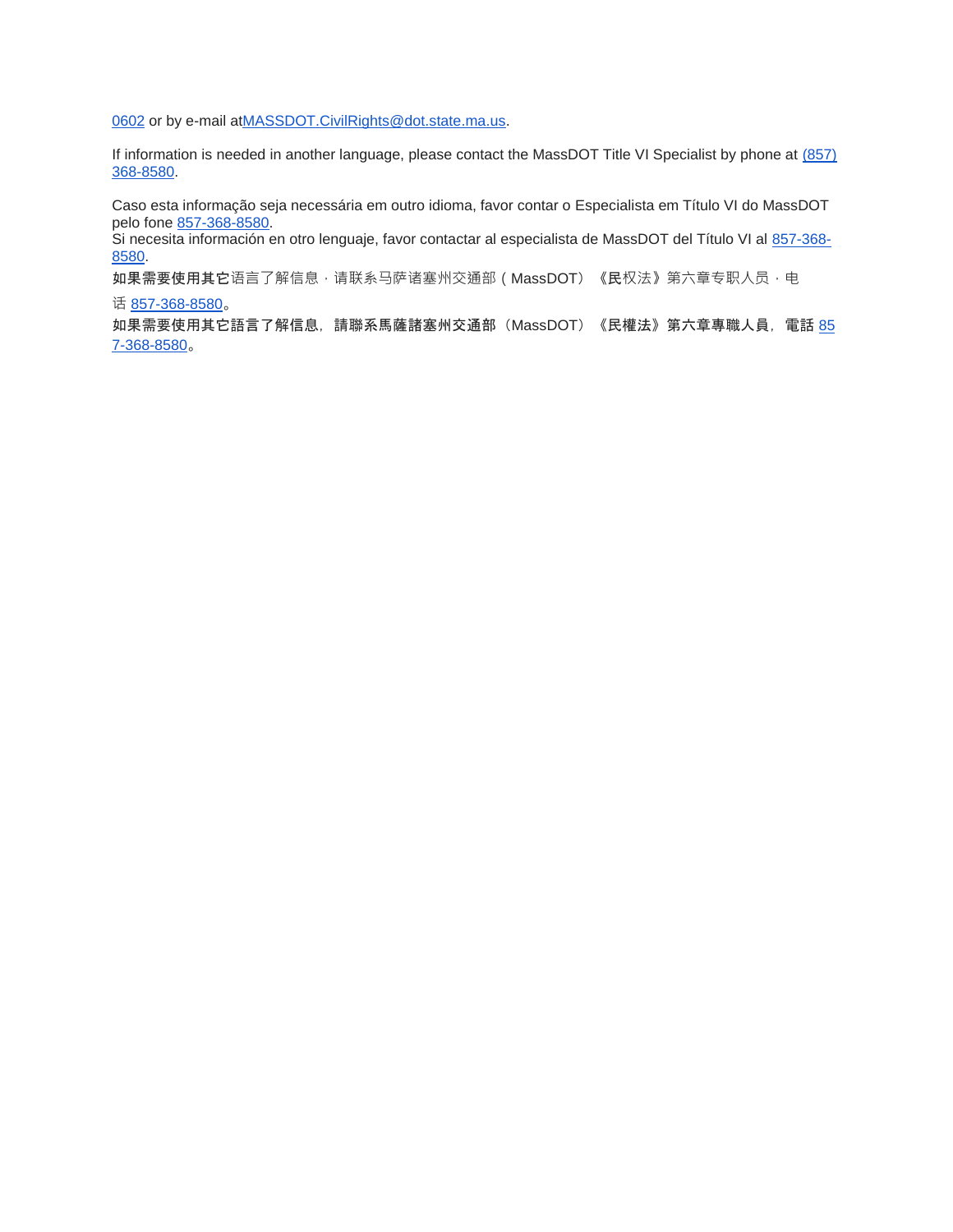0602 or by e-mail atMASSDOT.CivilRights@dot.state.ma.us.

If information is needed in another language, please contact the MassDOT Title VI Specialist by phone at (857) 368-8580.

Caso esta informação seja necessária em outro idioma, favor contar o Especialista em Título VI do MassDOT pelo fone 857-368-8580.
Si necesita información en otro lenguaje, favor contactar al especialista de MassDOT del Título VI al 857-368-8580.
如果需要使用其它语言了解信息，请联系马萨诸塞州交通部（MassDOT）《民权法》第六章专职人员，电话 857-368-8580。
如果需要使用其它語言了解信息，請聯系馬薩諸塞州交通部（MassDOT）《民權法》第六章專職人員，電話 857-368-8580。